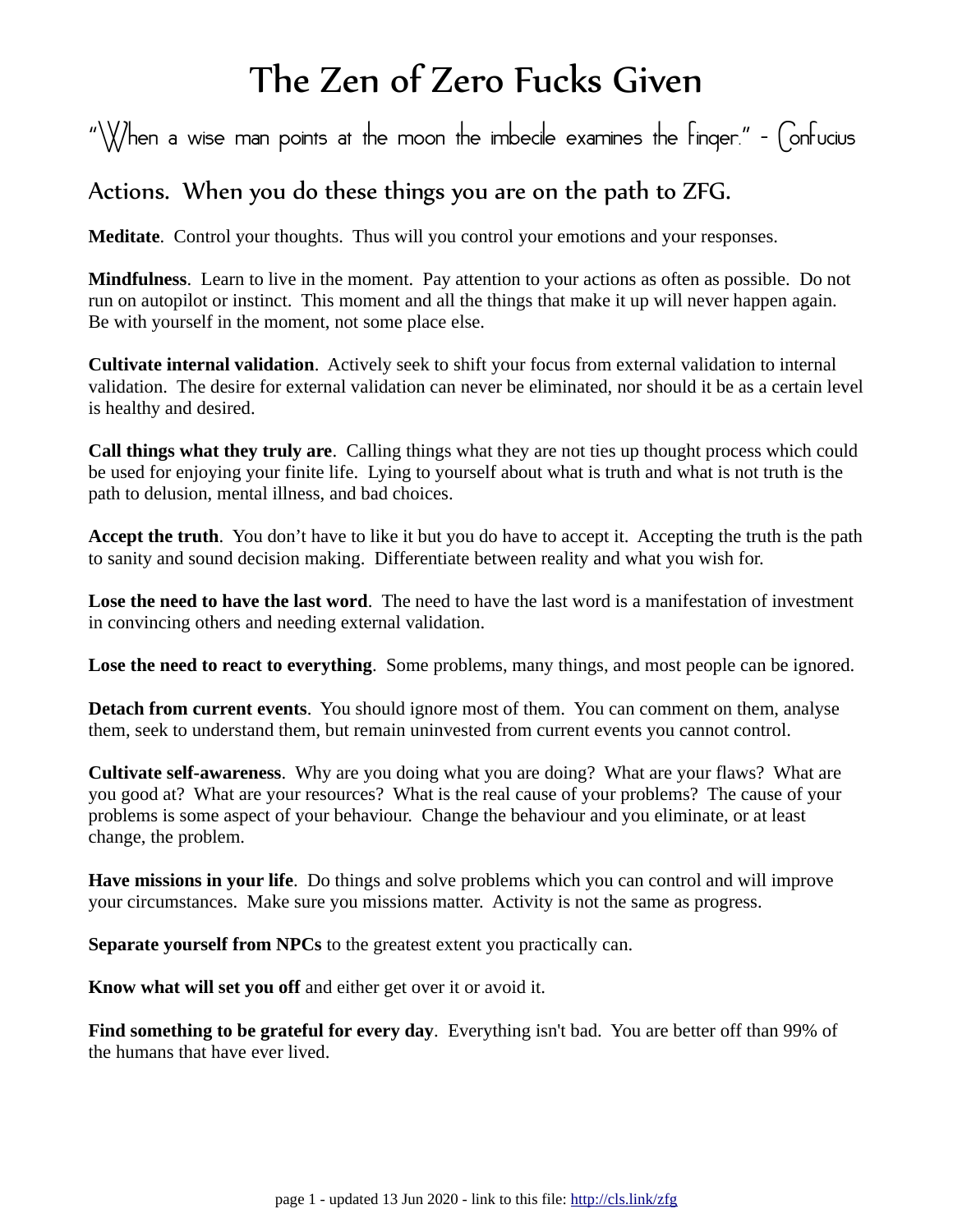# The Zen of Zero Fucks Given

"When a wise man points at the moon the imbecile examines the finger." - Confucius

## Actions. When you do these things you are on the path to ZFG.

**Meditate**. Control your thoughts. Thus will you control your emotions and your responses.

**Mindfulness**. Learn to live in the moment. Pay attention to your actions as often as possible. Do not run on autopilot or instinct. This moment and all the things that make it up will never happen again. Be with yourself in the moment, not some place else.

**Cultivate internal validation**. Actively seek to shift your focus from external validation to internal validation. The desire for external validation can never be eliminated, nor should it be as a certain level is healthy and desired.

**Call things what they truly are**. Calling things what they are not ties up thought process which could be used for enjoying your finite life. Lying to yourself about what is truth and what is not truth is the path to delusion, mental illness, and bad choices.

**Accept the truth**. You don't have to like it but you do have to accept it. Accepting the truth is the path to sanity and sound decision making. Differentiate between reality and what you wish for.

**Lose the need to have the last word**. The need to have the last word is a manifestation of investment in convincing others and needing external validation.

**Lose the need to react to everything**. Some problems, many things, and most people can be ignored.

**Detach from current events**. You should ignore most of them. You can comment on them, analyse them, seek to understand them, but remain uninvested from current events you cannot control.

**Cultivate self-awareness**. Why are you doing what you are doing? What are your flaws? What are you good at? What are your resources? What is the real cause of your problems? The cause of your problems is some aspect of your behaviour. Change the behaviour and you eliminate, or at least change, the problem.

**Have missions in your life**. Do things and solve problems which you can control and will improve your circumstances. Make sure you missions matter. Activity is not the same as progress.

**Separate yourself from NPCs** to the greatest extent you practically can.

**Know what will set you off** and either get over it or avoid it.

**Find something to be grateful for every day**. Everything isn't bad. You are better off than 99% of the humans that have ever lived.

updated 13 Jun 2020 - link to this file: http://cls.link/zfg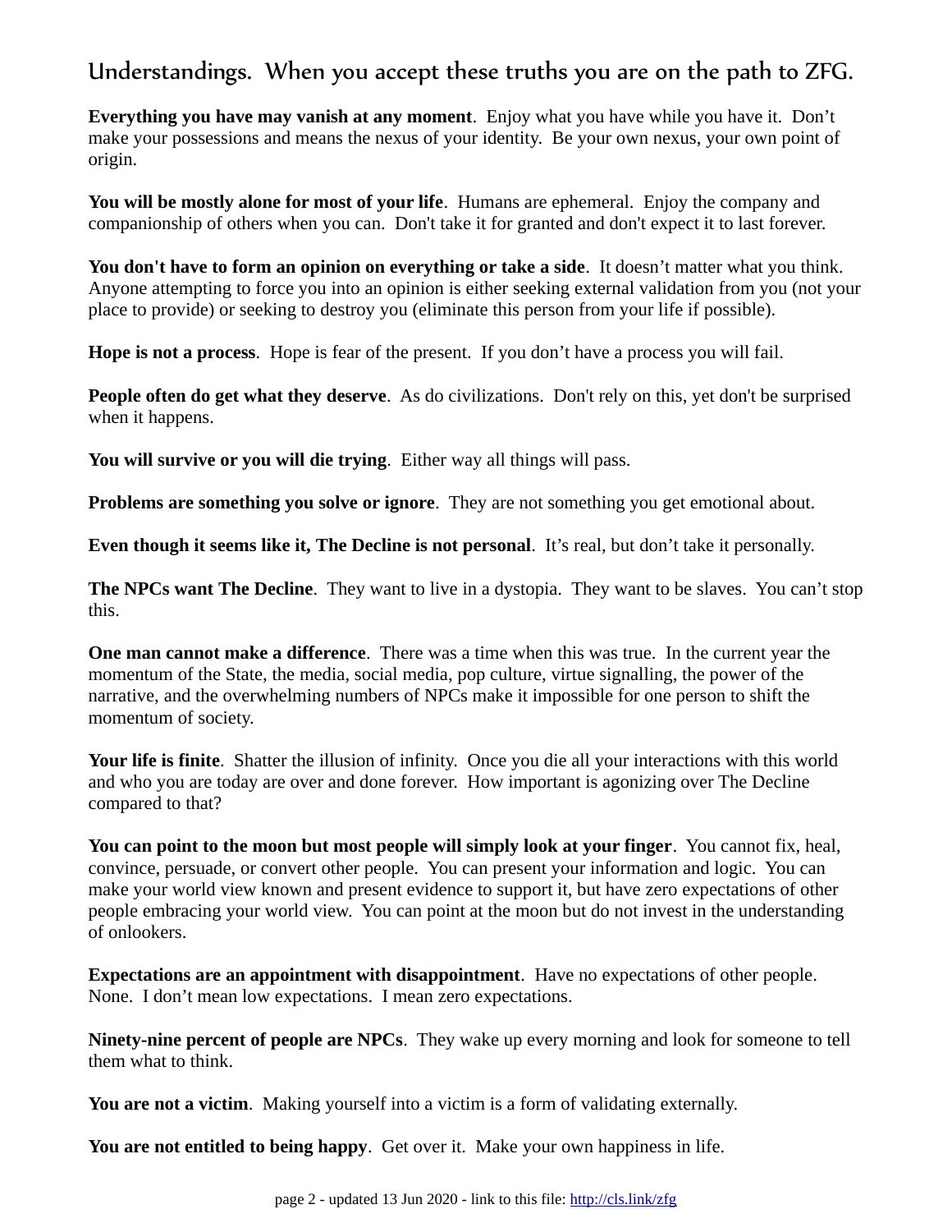## Understandings. When you accept these truths you are on the path to ZFG.

**Everything you have may vanish at any moment**. Enjoy what you have while you have it. Don't make your possessions and means the nexus of your identity. Be your own nexus, your own point of origin.

**You will be mostly alone for most of your life**. Humans are ephemeral. Enjoy the company and companionship of others when you can. Don't take it for granted and don't expect it to last forever.

**You don't have to form an opinion on everything or take a side**. It doesn't matter what you think. Anyone attempting to force you into an opinion is either seeking external validation from you (not your place to provide) or seeking to destroy you (eliminate this person from your life if possible).

**Hope is not a process**. Hope is fear of the present. If you don't have a process you will fail.

**People often do get what they deserve**. As do civilizations. Don't rely on this, yet don't be surprised when it happens.

**You will survive or you will die trying**. Either way all things will pass.

**Problems are something you solve or ignore**. They are not something you get emotional about.

**Even though it seems like it, The Decline is not personal**. It's real, but don't take it personally.

**The NPCs want The Decline**. They want to live in a dystopia. They want to be slaves. You can't stop this.

**One man cannot make a difference**. There was a time when this was true. In the current year the momentum of the State, the media, social media, pop culture, virtue signalling, the power of the narrative, and the overwhelming numbers of NPCs make it impossible for one person to shift the momentum of society.

**Your life is finite**. Shatter the illusion of infinity. Once you die all your interactions with this world and who you are today are over and done forever. How important is agonizing over The Decline compared to that?

**You can point to the moon but most people will simply look at your finger**. You cannot fix, heal, convince, persuade, or convert other people. You can present your information and logic. You can make your world view known and present evidence to support it, but have zero expectations of other people embracing your world view. You can point at the moon but do not invest in the understanding of onlookers.

**Expectations are an appointment with disappointment**. Have no expectations of other people. None. I don't mean low expectations. I mean zero expectations.

**Ninety-nine percent of people are NPCs**. They wake up every morning and look for someone to tell them what to think.

**You are not a victim**. Making yourself into a victim is a form of validating externally.

**You are not entitled to being happy**. Get over it. Make your own happiness in life.